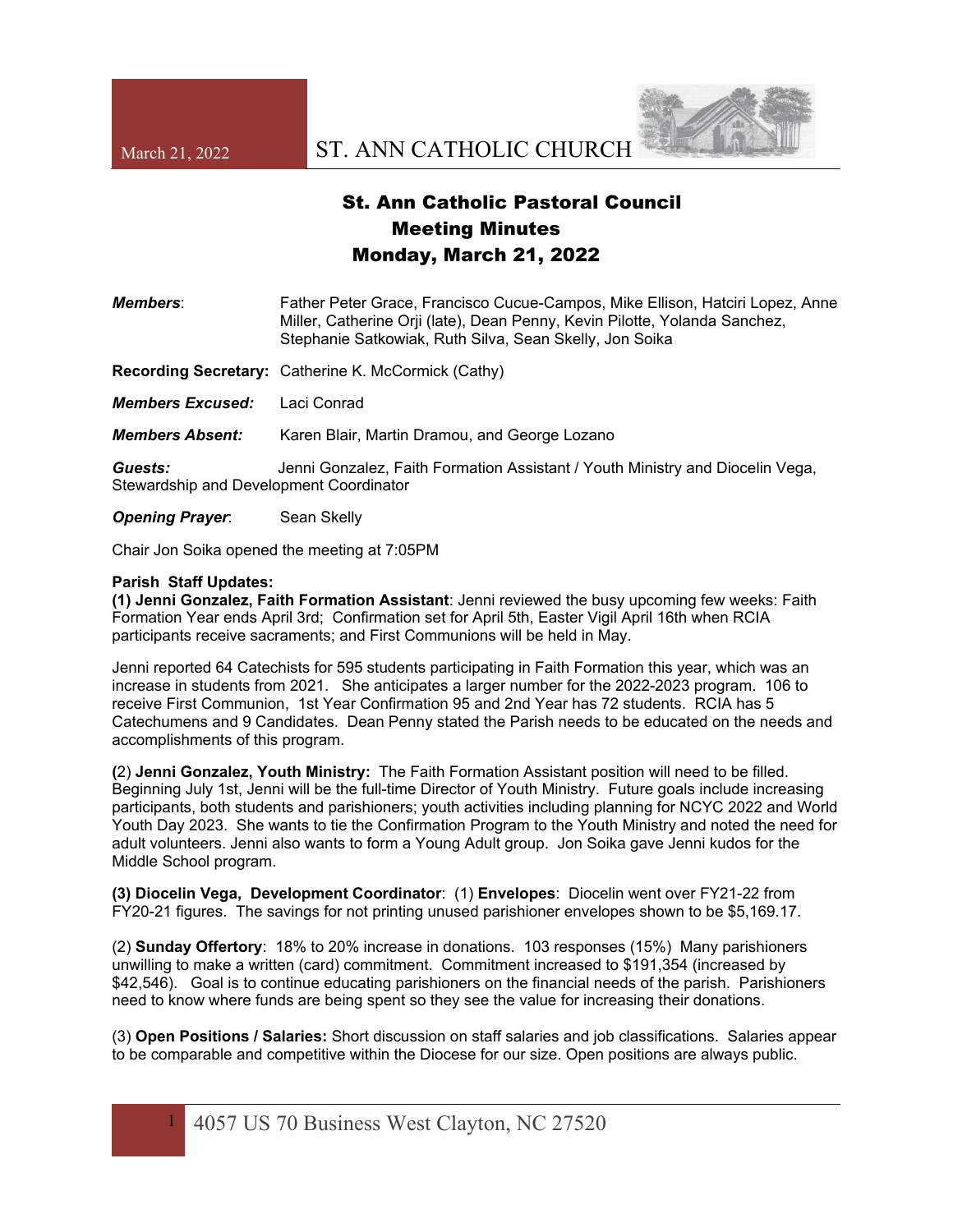# St. Ann Catholic Pastoral Council Meeting Minutes Monday, March 21, 2022

***Members***: Father Peter Grace, Francisco Cucue-Campos, Mike Ellison, Hatciri Lopez, Anne Miller, Catherine Orji (late), Dean Penny, Kevin Pilotte, Yolanda Sanchez, Stephanie Satkowiak, Ruth Silva, Sean Skelly, Jon Soika

**Recording Secretary:** Catherine K. McCormick (Cathy)

***Members Excused:*** Laci Conrad

***Members Absent:*** Karen Blair, Martin Dramou, and George Lozano

***Guests:*** Jenni Gonzalez, Faith Formation Assistant / Youth Ministry and Diocelin Vega, Stewardship and Development Coordinator

***Opening Prayer***: Sean Skelly

Chair Jon Soika opened the meeting at 7:05PM

**Parish Staff Updates:**

**(1) Jenni Gonzalez, Faith Formation Assistant**: Jenni reviewed the busy upcoming few weeks: Faith Formation Year ends April 3rd; Confirmation set for April 5th, Easter Vigil April 16th when RCIA participants receive sacraments; and First Communions will be held in May.

Jenni reported 64 Catechists for 595 students participating in Faith Formation this year, which was an increase in students from 2021. She anticipates a larger number for the 2022-2023 program. 106 to receive First Communion, 1st Year Confirmation 95 and 2nd Year has 72 students. RCIA has 5 Catechumens and 9 Candidates. Dean Penny stated the Parish needs to be educated on the needs and accomplishments of this program.

**(**2) **Jenni Gonzalez, Youth Ministry:** The Faith Formation Assistant position will need to be filled. Beginning July 1st, Jenni will be the full-time Director of Youth Ministry. Future goals include increasing participants, both students and parishioners; youth activities including planning for NCYC 2022 and World Youth Day 2023. She wants to tie the Confirmation Program to the Youth Ministry and noted the need for adult volunteers. Jenni also wants to form a Young Adult group. Jon Soika gave Jenni kudos for the Middle School program.

**(3) Diocelin Vega, Development Coordinator**: (1) **Envelopes**: Diocelin went over FY21-22 from FY20-21 figures. The savings for not printing unused parishioner envelopes shown to be $5,169.17.

(2) **Sunday Offertory**: 18% to 20% increase in donations. 103 responses (15%) Many parishioners unwilling to make a written (card) commitment. Commitment increased to $191,354 (increased by $42,546). Goal is to continue educating parishioners on the financial needs of the parish. Parishioners need to know where funds are being spent so they see the value for increasing their donations.

(3) **Open Positions / Salaries:** Short discussion on staff salaries and job classifications. Salaries appear to be comparable and competitive within the Diocese for our size. Open positions are always public.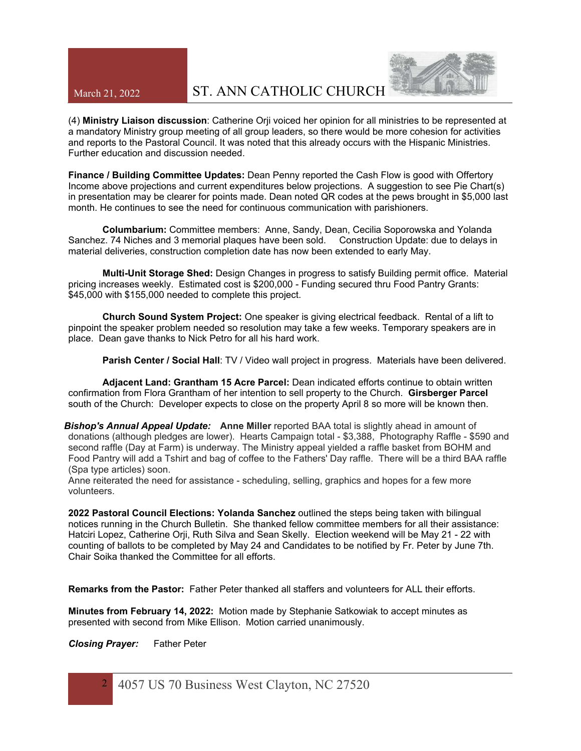(4) **Ministry Liaison discussion**: Catherine Orji voiced her opinion for all ministries to be represented at a mandatory Ministry group meeting of all group leaders, so there would be more cohesion for activities and reports to the Pastoral Council. It was noted that this already occurs with the Hispanic Ministries. Further education and discussion needed.

**Finance / Building Committee Updates:** Dean Penny reported the Cash Flow is good with Offertory Income above projections and current expenditures below projections. A suggestion to see Pie Chart(s) in presentation may be clearer for points made. Dean noted QR codes at the pews brought in $5,000 last month. He continues to see the need for continuous communication with parishioners.

**Columbarium:** Committee members: Anne, Sandy, Dean, Cecilia Soporowska and Yolanda Sanchez. 74 Niches and 3 memorial plaques have been sold. Construction Update: due to delays in material deliveries, construction completion date has now been extended to early May.

**Multi-Unit Storage Shed:** Design Changes in progress to satisfy Building permit office. Material pricing increases weekly. Estimated cost is $200,000 - Funding secured thru Food Pantry Grants: $45,000 with $155,000 needed to complete this project.

**Church Sound System Project:** One speaker is giving electrical feedback. Rental of a lift to pinpoint the speaker problem needed so resolution may take a few weeks. Temporary speakers are in place. Dean gave thanks to Nick Petro for all his hard work.

**Parish Center / Social Hall**: TV / Video wall project in progress. Materials have been delivered.

**Adjacent Land: Grantham 15 Acre Parcel:** Dean indicated efforts continue to obtain written confirmation from Flora Grantham of her intention to sell property to the Church. **Girsberger Parcel** south of the Church: Developer expects to close on the property April 8 so more will be known then.

***Bishop's Annual Appeal Update:*** **Anne Miller** reported BAA total is slightly ahead in amount of donations (although pledges are lower). Hearts Campaign total - $3,388, Photography Raffle - $590 and second raffle (Day at Farm) is underway. The Ministry appeal yielded a raffle basket from BOHM and Food Pantry will add a Tshirt and bag of coffee to the Fathers' Day raffle. There will be a third BAA raffle (Spa type articles) soon.
Anne reiterated the need for assistance - scheduling, selling, graphics and hopes for a few more volunteers.

**2022 Pastoral Council Elections: Yolanda Sanchez** outlined the steps being taken with bilingual notices running in the Church Bulletin. She thanked fellow committee members for all their assistance: Hatciri Lopez, Catherine Orji, Ruth Silva and Sean Skelly. Election weekend will be May 21 - 22 with counting of ballots to be completed by May 24 and Candidates to be notified by Fr. Peter by June 7th. Chair Soika thanked the Committee for all efforts.

**Remarks from the Pastor:** Father Peter thanked all staffers and volunteers for ALL their efforts.

**Minutes from February 14, 2022:** Motion made by Stephanie Satkowiak to accept minutes as presented with second from Mike Ellison. Motion carried unanimously.

***Closing Prayer:*** Father Peter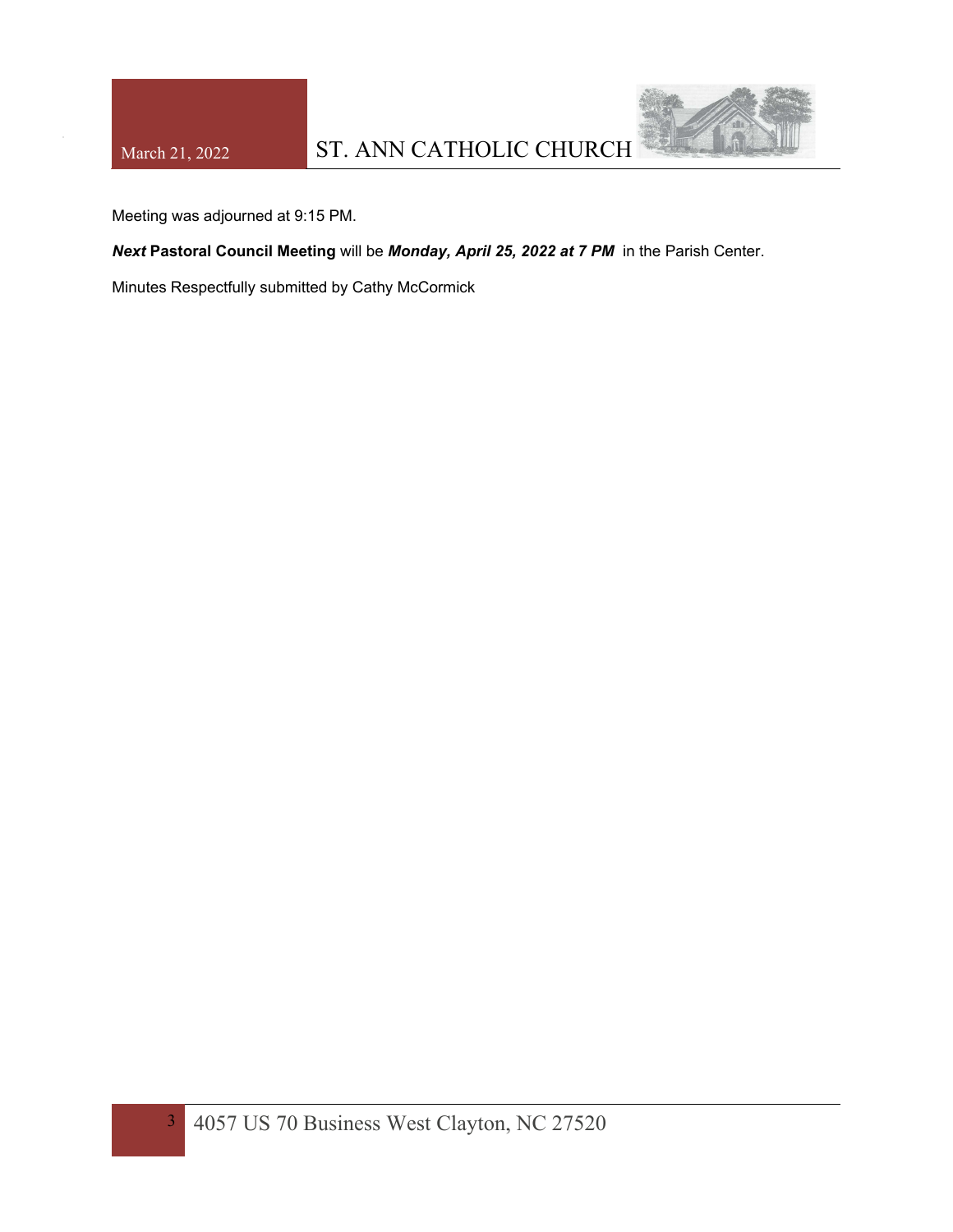Meeting was adjourned at 9:15 PM.

***Next* Pastoral Council Meeting** will be ***Monday, April 25, 2022 at 7 PM*** in the Parish Center.

Minutes Respectfully submitted by Cathy McCormick